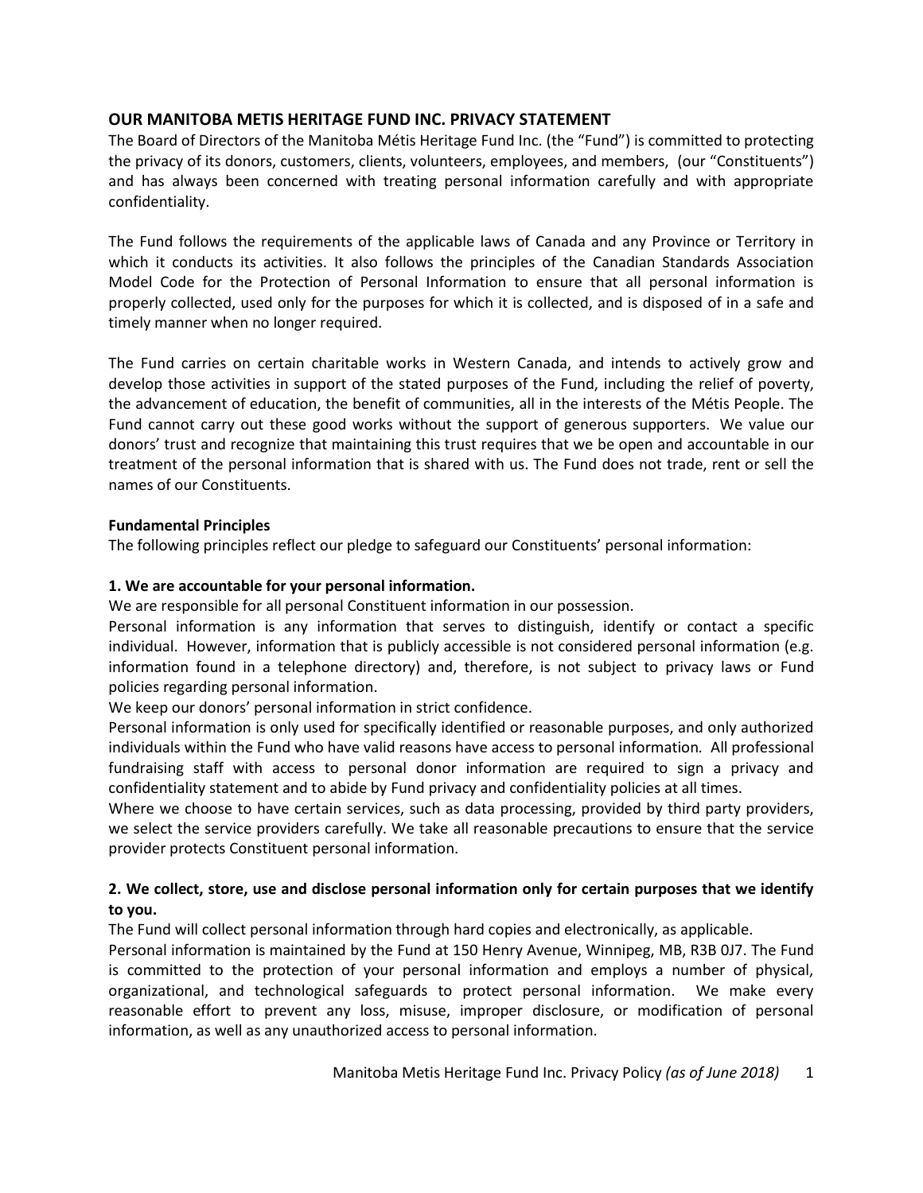## OUR MANITOBA METIS HERITAGE FUND INC. PRIVACY STATEMENT

The Board of Directors of the Manitoba Métis Heritage Fund Inc. (the "Fund") is committed to protecting the privacy of its donors, customers, clients, volunteers, employees, and members, (our "Constituents") and has always been concerned with treating personal information carefully and with appropriate confidentiality.

The Fund follows the requirements of the applicable laws of Canada and any Province or Territory in which it conducts its activities. It also follows the principles of the Canadian Standards Association Model Code for the Protection of Personal Information to ensure that all personal information is properly collected, used only for the purposes for which it is collected, and is disposed of in a safe and timely manner when no longer required.

The Fund carries on certain charitable works in Western Canada, and intends to actively grow and develop those activities in support of the stated purposes of the Fund, including the relief of poverty, the advancement of education, the benefit of communities, all in the interests of the Métis People. The Fund cannot carry out these good works without the support of generous supporters. We value our donors' trust and recognize that maintaining this trust requires that we be open and accountable in our treatment of the personal information that is shared with us. The Fund does not trade, rent or sell the names of our Constituents.

**Fundamental Principles**

The following principles reflect our pledge to safeguard our Constituents' personal information:

**1. We are accountable for your personal information.**

We are responsible for all personal Constituent information in our possession.

Personal information is any information that serves to distinguish, identify or contact a specific individual. However, information that is publicly accessible is not considered personal information (e.g. information found in a telephone directory) and, therefore, is not subject to privacy laws or Fund policies regarding personal information.

We keep our donors' personal information in strict confidence.

Personal information is only used for specifically identified or reasonable purposes, and only authorized individuals within the Fund who have valid reasons have access to personal information. All professional fundraising staff with access to personal donor information are required to sign a privacy and confidentiality statement and to abide by Fund privacy and confidentiality policies at all times.

Where we choose to have certain services, such as data processing, provided by third party providers, we select the service providers carefully. We take all reasonable precautions to ensure that the service provider protects Constituent personal information.

**2. We collect, store, use and disclose personal information only for certain purposes that we identify to you.**

The Fund will collect personal information through hard copies and electronically, as applicable.

Personal information is maintained by the Fund at 150 Henry Avenue, Winnipeg, MB, R3B 0J7. The Fund is committed to the protection of your personal information and employs a number of physical, organizational, and technological safeguards to protect personal information. We make every reasonable effort to prevent any loss, misuse, improper disclosure, or modification of personal information, as well as any unauthorized access to personal information.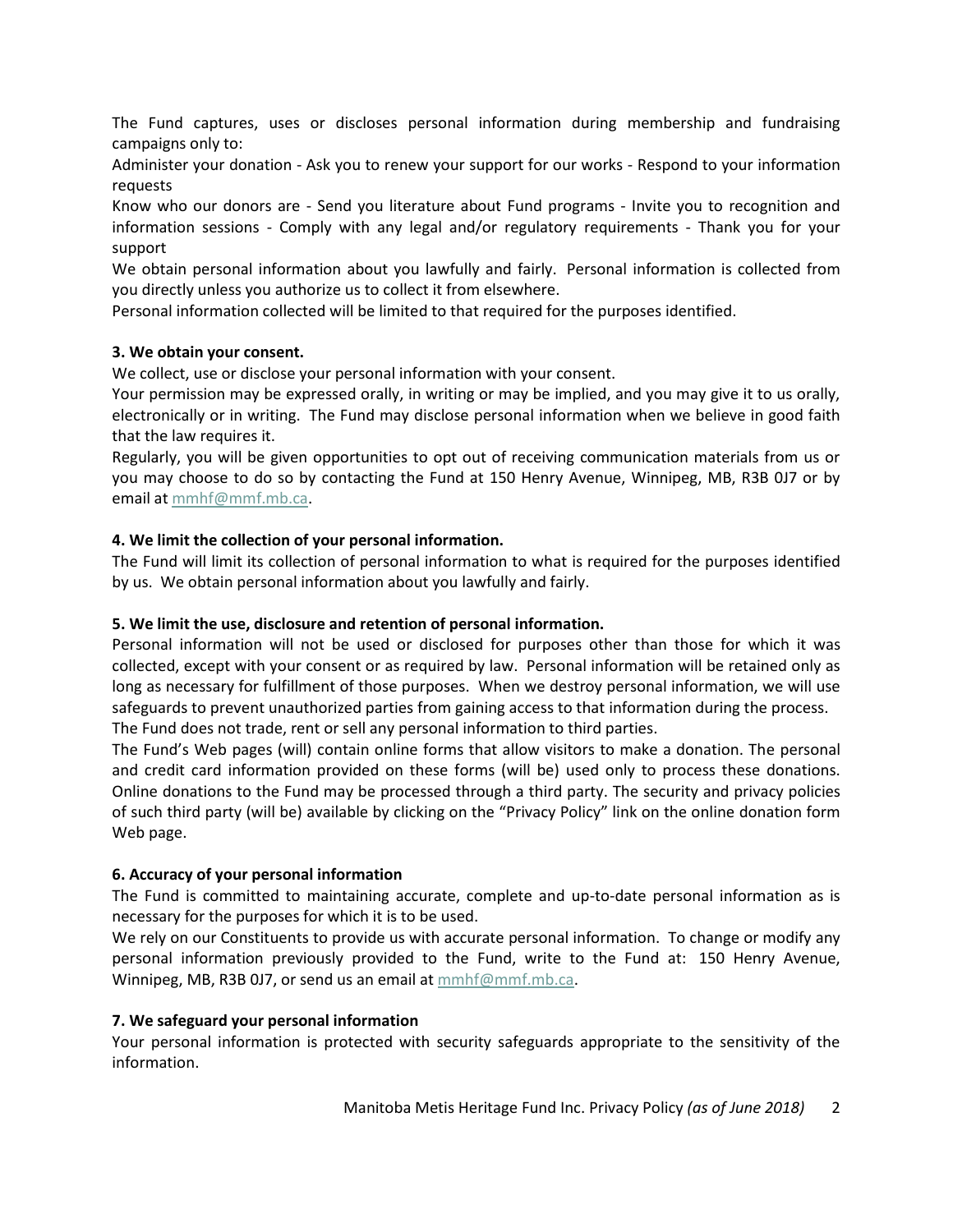The Fund captures, uses or discloses personal information during membership and fundraising campaigns only to:

Administer your donation - Ask you to renew your support for our works - Respond to your information requests

Know who our donors are - Send you literature about Fund programs - Invite you to recognition and information sessions - Comply with any legal and/or regulatory requirements - Thank you for your support

We obtain personal information about you lawfully and fairly. Personal information is collected from you directly unless you authorize us to collect it from elsewhere.

Personal information collected will be limited to that required for the purposes identified.

**3. We obtain your consent.**

We collect, use or disclose your personal information with your consent.

Your permission may be expressed orally, in writing or may be implied, and you may give it to us orally, electronically or in writing. The Fund may disclose personal information when we believe in good faith that the law requires it.

Regularly, you will be given opportunities to opt out of receiving communication materials from us or you may choose to do so by contacting the Fund at 150 Henry Avenue, Winnipeg, MB, R3B 0J7 or by email at mmhf@mmf.mb.ca.

**4. We limit the collection of your personal information.**

The Fund will limit its collection of personal information to what is required for the purposes identified by us. We obtain personal information about you lawfully and fairly.

**5. We limit the use, disclosure and retention of personal information.**

Personal information will not be used or disclosed for purposes other than those for which it was collected, except with your consent or as required by law. Personal information will be retained only as long as necessary for fulfillment of those purposes. When we destroy personal information, we will use safeguards to prevent unauthorized parties from gaining access to that information during the process.

The Fund does not trade, rent or sell any personal information to third parties.

The Fund's Web pages (will) contain online forms that allow visitors to make a donation. The personal and credit card information provided on these forms (will be) used only to process these donations. Online donations to the Fund may be processed through a third party. The security and privacy policies of such third party (will be) available by clicking on the "Privacy Policy" link on the online donation form Web page.

**6. Accuracy of your personal information**

The Fund is committed to maintaining accurate, complete and up-to-date personal information as is necessary for the purposes for which it is to be used.

We rely on our Constituents to provide us with accurate personal information. To change or modify any personal information previously provided to the Fund, write to the Fund at: 150 Henry Avenue, Winnipeg, MB, R3B 0J7, or send us an email at mmhf@mmf.mb.ca.

**7. We safeguard your personal information**

Your personal information is protected with security safeguards appropriate to the sensitivity of the information.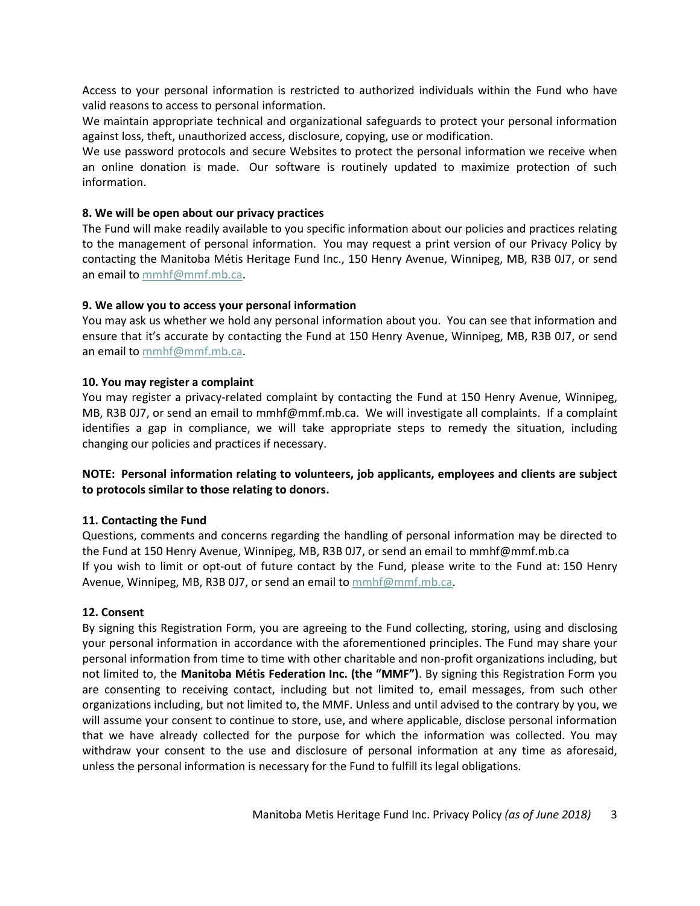Access to your personal information is restricted to authorized individuals within the Fund who have valid reasons to access to personal information.

We maintain appropriate technical and organizational safeguards to protect your personal information against loss, theft, unauthorized access, disclosure, copying, use or modification.

We use password protocols and secure Websites to protect the personal information we receive when an online donation is made. Our software is routinely updated to maximize protection of such information.

**8. We will be open about our privacy practices**

The Fund will make readily available to you specific information about our policies and practices relating to the management of personal information. You may request a print version of our Privacy Policy by contacting the Manitoba Métis Heritage Fund Inc., 150 Henry Avenue, Winnipeg, MB, R3B 0J7, or send an email to mmhf@mmf.mb.ca.

**9. We allow you to access your personal information**

You may ask us whether we hold any personal information about you. You can see that information and ensure that it's accurate by contacting the Fund at 150 Henry Avenue, Winnipeg, MB, R3B 0J7, or send an email to mmhf@mmf.mb.ca.

**10. You may register a complaint**

You may register a privacy-related complaint by contacting the Fund at 150 Henry Avenue, Winnipeg, MB, R3B 0J7, or send an email to mmhf@mmf.mb.ca. We will investigate all complaints. If a complaint identifies a gap in compliance, we will take appropriate steps to remedy the situation, including changing our policies and practices if necessary.

**NOTE: Personal information relating to volunteers, job applicants, employees and clients are subject to protocols similar to those relating to donors.**

**11. Contacting the Fund**

Questions, comments and concerns regarding the handling of personal information may be directed to the Fund at 150 Henry Avenue, Winnipeg, MB, R3B 0J7, or send an email to mmhf@mmf.mb.ca

If you wish to limit or opt-out of future contact by the Fund, please write to the Fund at: 150 Henry Avenue, Winnipeg, MB, R3B 0J7, or send an email to mmhf@mmf.mb.ca.

**12. Consent**

By signing this Registration Form, you are agreeing to the Fund collecting, storing, using and disclosing your personal information in accordance with the aforementioned principles. The Fund may share your personal information from time to time with other charitable and non-profit organizations including, but not limited to, the **Manitoba Métis Federation Inc. (the "MMF")**. By signing this Registration Form you are consenting to receiving contact, including but not limited to, email messages, from such other organizations including, but not limited to, the MMF. Unless and until advised to the contrary by you, we will assume your consent to continue to store, use, and where applicable, disclose personal information that we have already collected for the purpose for which the information was collected. You may withdraw your consent to the use and disclosure of personal information at any time as aforesaid, unless the personal information is necessary for the Fund to fulfill its legal obligations.